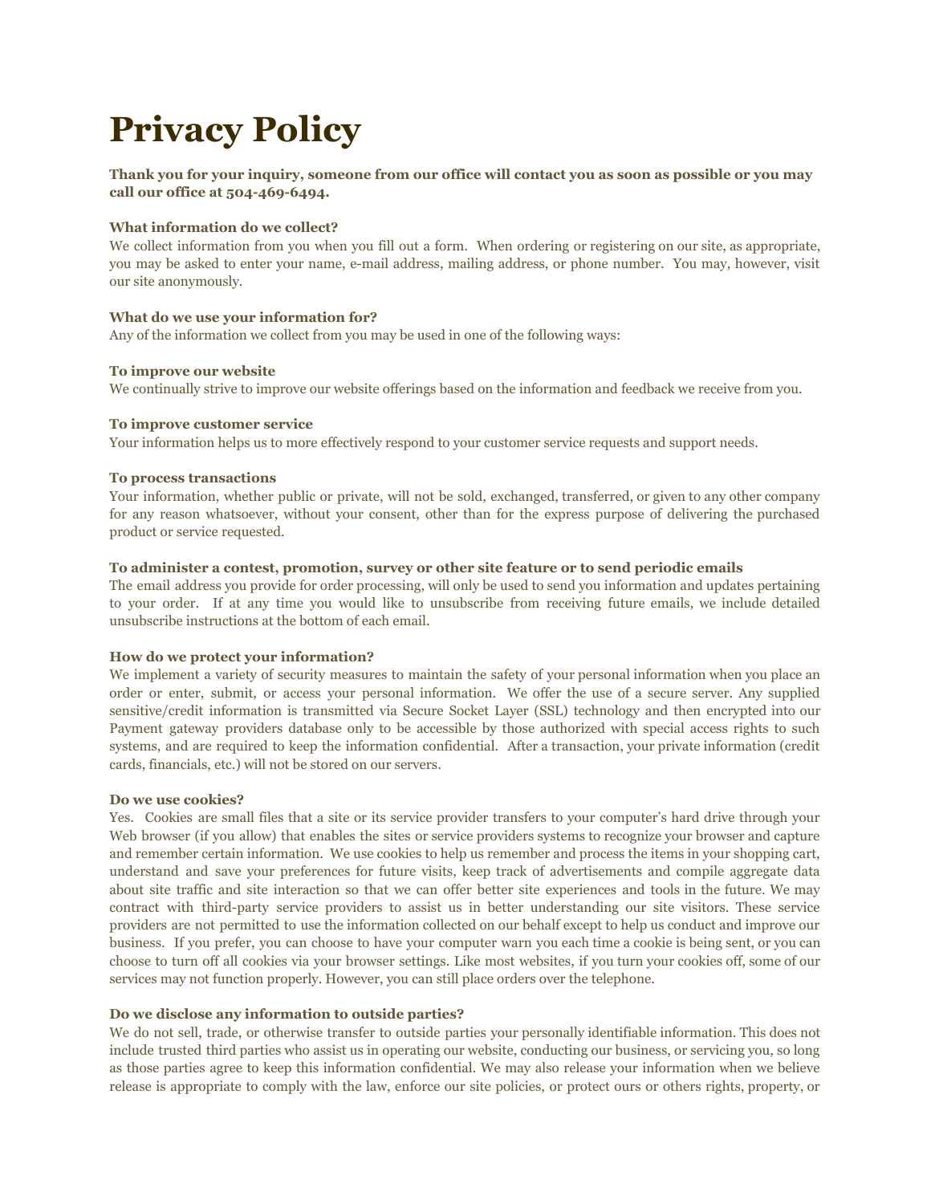# Privacy Policy

**Thank you for your inquiry, someone from our office will contact you as soon as possible or you may call our office at 504-469-6494.**

**What information do we collect?**
We collect information from you when you fill out a form. When ordering or registering on our site, as appropriate, you may be asked to enter your name, e-mail address, mailing address, or phone number. You may, however, visit our site anonymously.

**What do we use your information for?**
Any of the information we collect from you may be used in one of the following ways:

**To improve our website**
We continually strive to improve our website offerings based on the information and feedback we receive from you.

**To improve customer service**
Your information helps us to more effectively respond to your customer service requests and support needs.

**To process transactions**
Your information, whether public or private, will not be sold, exchanged, transferred, or given to any other company for any reason whatsoever, without your consent, other than for the express purpose of delivering the purchased product or service requested.

**To administer a contest, promotion, survey or other site feature or to send periodic emails**
The email address you provide for order processing, will only be used to send you information and updates pertaining to your order. If at any time you would like to unsubscribe from receiving future emails, we include detailed unsubscribe instructions at the bottom of each email.

**How do we protect your information?**
We implement a variety of security measures to maintain the safety of your personal information when you place an order or enter, submit, or access your personal information. We offer the use of a secure server. Any supplied sensitive/credit information is transmitted via Secure Socket Layer (SSL) technology and then encrypted into our Payment gateway providers database only to be accessible by those authorized with special access rights to such systems, and are required to keep the information confidential. After a transaction, your private information (credit cards, financials, etc.) will not be stored on our servers.

**Do we use cookies?**
Yes. Cookies are small files that a site or its service provider transfers to your computer's hard drive through your Web browser (if you allow) that enables the sites or service providers systems to recognize your browser and capture and remember certain information. We use cookies to help us remember and process the items in your shopping cart, understand and save your preferences for future visits, keep track of advertisements and compile aggregate data about site traffic and site interaction so that we can offer better site experiences and tools in the future. We may contract with third-party service providers to assist us in better understanding our site visitors. These service providers are not permitted to use the information collected on our behalf except to help us conduct and improve our business. If you prefer, you can choose to have your computer warn you each time a cookie is being sent, or you can choose to turn off all cookies via your browser settings. Like most websites, if you turn your cookies off, some of our services may not function properly. However, you can still place orders over the telephone.

**Do we disclose any information to outside parties?**
We do not sell, trade, or otherwise transfer to outside parties your personally identifiable information. This does not include trusted third parties who assist us in operating our website, conducting our business, or servicing you, so long as those parties agree to keep this information confidential. We may also release your information when we believe release is appropriate to comply with the law, enforce our site policies, or protect ours or others rights, property, or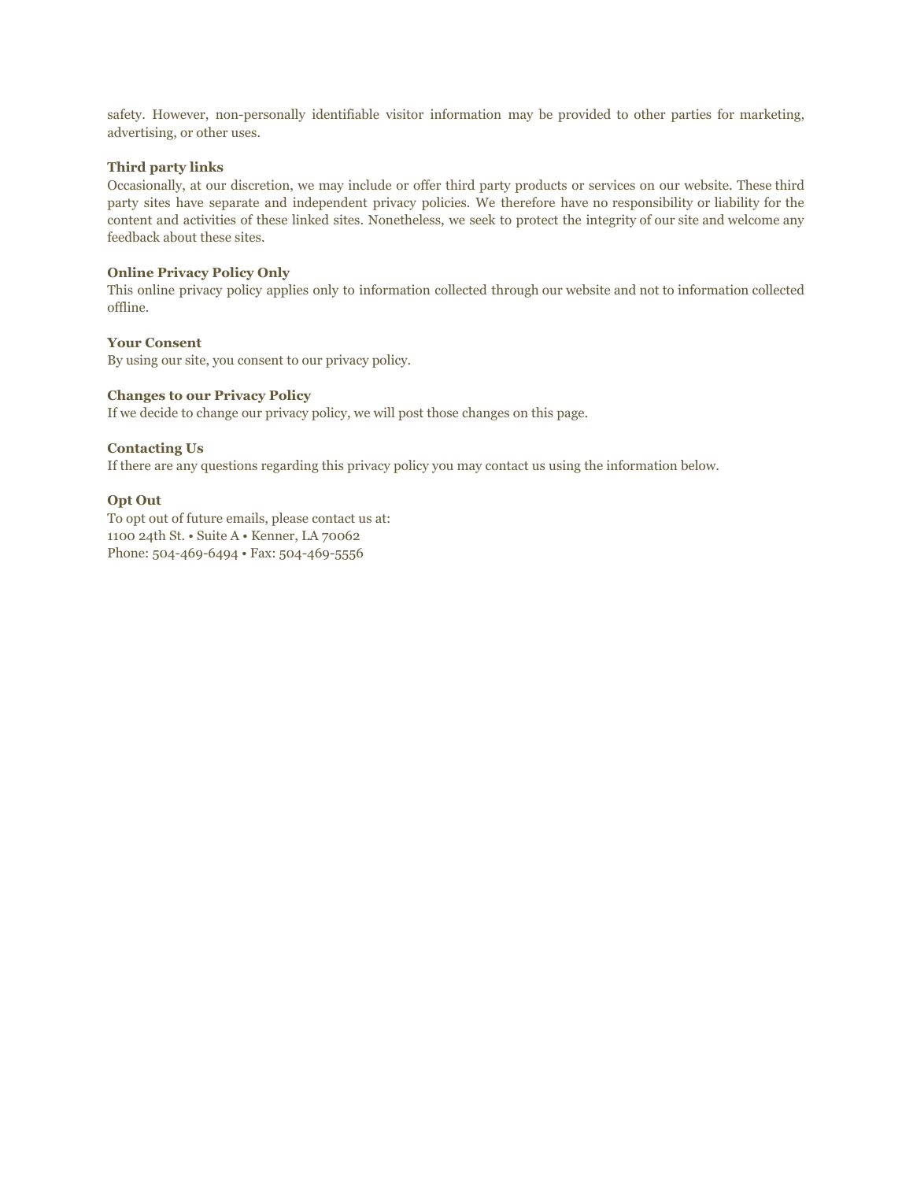safety. However, non-personally identifiable visitor information may be provided to other parties for marketing, advertising, or other uses.

**Third party links**

Occasionally, at our discretion, we may include or offer third party products or services on our website. These third party sites have separate and independent privacy policies. We therefore have no responsibility or liability for the content and activities of these linked sites. Nonetheless, we seek to protect the integrity of our site and welcome any feedback about these sites.

**Online Privacy Policy Only**

This online privacy policy applies only to information collected through our website and not to information collected offline.

**Your Consent**

By using our site, you consent to our privacy policy.

**Changes to our Privacy Policy**

If we decide to change our privacy policy, we will post those changes on this page.

**Contacting Us**

If there are any questions regarding this privacy policy you may contact us using the information below.

**Opt Out**

To opt out of future emails, please contact us at:
1100 24th St. • Suite A • Kenner, LA 70062
Phone: 504-469-6494 • Fax: 504-469-5556